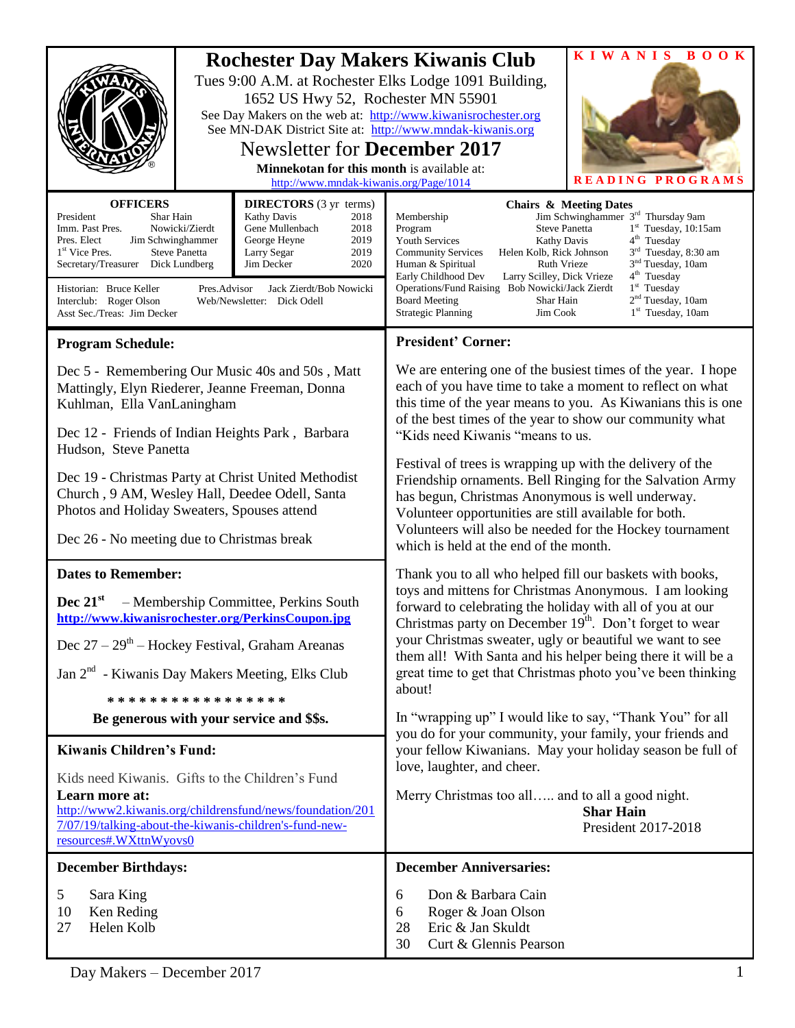# Rochester Day Makers Kiwanis Club

Tues 9:00 A.M. at Rochester Elks Lodge 1091 Building,
1652 US Hwy 52, Rochester MN 55901

See Day Makers on the web at: http://www.kiwanisrochester.org
See MN-DAK District Site at: http://www.mndak-kiwanis.org

## Newsletter for December 2017

**Minnekotan for this month** is available at: http://www.mndak-kiwanis.org/Page/1014

KIWANIS BOOK READING PROGRAMS

### OFFICERS

| Office | Name |
|---|---|
| President | Shar Hain |
| Imm. Past Pres. | Nowicki/Zierdt |
| Pres. Elect | Jim Schwinghammer |
| 1st Vice Pres. | Steve Panetta |
| Secretary/Treasurer | Dick Lundberg |

### DIRECTORS (3 yr terms)

| Name | Term |
|---|---|
| Kathy Davis | 2018 |
| Gene Mullenbach | 2018 |
| George Heyne | 2019 |
| Larry Segar | 2019 |
| Jim Decker | 2020 |

Historian: Bruce Keller
Pres.Advisor Jack Zierdt/Bob Nowicki
Interclub: Roger Olson
Web/Newsletter: Dick Odell
Asst Sec./Treas: Jim Decker

### Chairs & Meeting Dates

| Committee | Chair | Meeting |
|---|---|---|
| Membership | Jim Schwinghammer | 3rd Thursday 9am |
| Program | Steve Panetta | 1st Tuesday, 10:15am |
| Youth Services | Kathy Davis | 4th Tuesday |
| Community Services | Helen Kolb, Rick Johnson | 3rd Tuesday, 8:30 am |
| Human & Spiritual | Ruth Vrieze | 3nd Tuesday, 10am |
| Early Childhood Dev | Larry Scilley, Dick Vrieze | 4th Tuesday |
| Operations/Fund Raising | Bob Nowicki/Jack Zierdt | 1st Tuesday |
| Board Meeting | Shar Hain | 2nd Tuesday, 10am |
| Strategic Planning | Jim Cook | 1st Tuesday, 10am |

### Program Schedule:

Dec 5 - Remembering Our Music 40s and 50s , Matt Mattingly, Elyn Riederer, Jeanne Freeman, Donna Kuhlman, Ella VanLaningham

Dec 12 - Friends of Indian Heights Park , Barbara Hudson, Steve Panetta

Dec 19 - Christmas Party at Christ United Methodist Church , 9 AM, Wesley Hall, Deedee Odell, Santa Photos and Holiday Sweaters, Spouses attend

Dec 26 - No meeting due to Christmas break

### Dates to Remember:

**Dec 21st** – Membership Committee, Perkins South **http://www.kiwanisrochester.org/PerkinsCoupon.jpg**

Dec 27 – 29th – Hockey Festival, Graham Areanas

Jan 2nd - Kiwanis Day Makers Meeting, Elks Club

\* \* \* \* \* \* \* \* \* \* \* \* \* \* \* \*

**Be generous with your service and $$s.**

### Kiwanis Children's Fund:

Kids need Kiwanis. Gifts to the Children's Fund
**Learn more at:**
http://www2.kiwanis.org/childrensfund/news/foundation/2017/07/19/talking-about-the-kiwanis-children's-fund-new-resources#.WXttnWyovs0

### President' Corner:

We are entering one of the busiest times of the year. I hope each of you have time to take a moment to reflect on what this time of the year means to you. As Kiwanians this is one of the best times of the year to show our community what "Kids need Kiwanis "means to us.

Festival of trees is wrapping up with the delivery of the Friendship ornaments. Bell Ringing for the Salvation Army has begun, Christmas Anonymous is well underway. Volunteer opportunities are still available for both. Volunteers will also be needed for the Hockey tournament which is held at the end of the month.

Thank you to all who helped fill our baskets with books, toys and mittens for Christmas Anonymous. I am looking forward to celebrating the holiday with all of you at our Christmas party on December 19th. Don't forget to wear your Christmas sweater, ugly or beautiful we want to see them all! With Santa and his helper being there it will be a great time to get that Christmas photo you've been thinking about!

In "wrapping up" I would like to say, "Thank You" for all you do for your community, your family, your friends and your fellow Kiwanians. May your holiday season be full of love, laughter, and cheer.

Merry Christmas too all….. and to all a good night.

**Shar Hain**
President 2017-2018

### December Birthdays:

| Day | Name |
|---|---|
| 5 | Sara King |
| 10 | Ken Reding |
| 27 | Helen Kolb |

### December Anniversaries:

| Day | Names |
|---|---|
| 6 | Don & Barbara Cain |
| 6 | Roger & Joan Olson |
| 28 | Eric & Jan Skuldt |
| 30 | Curt & Glennis Pearson |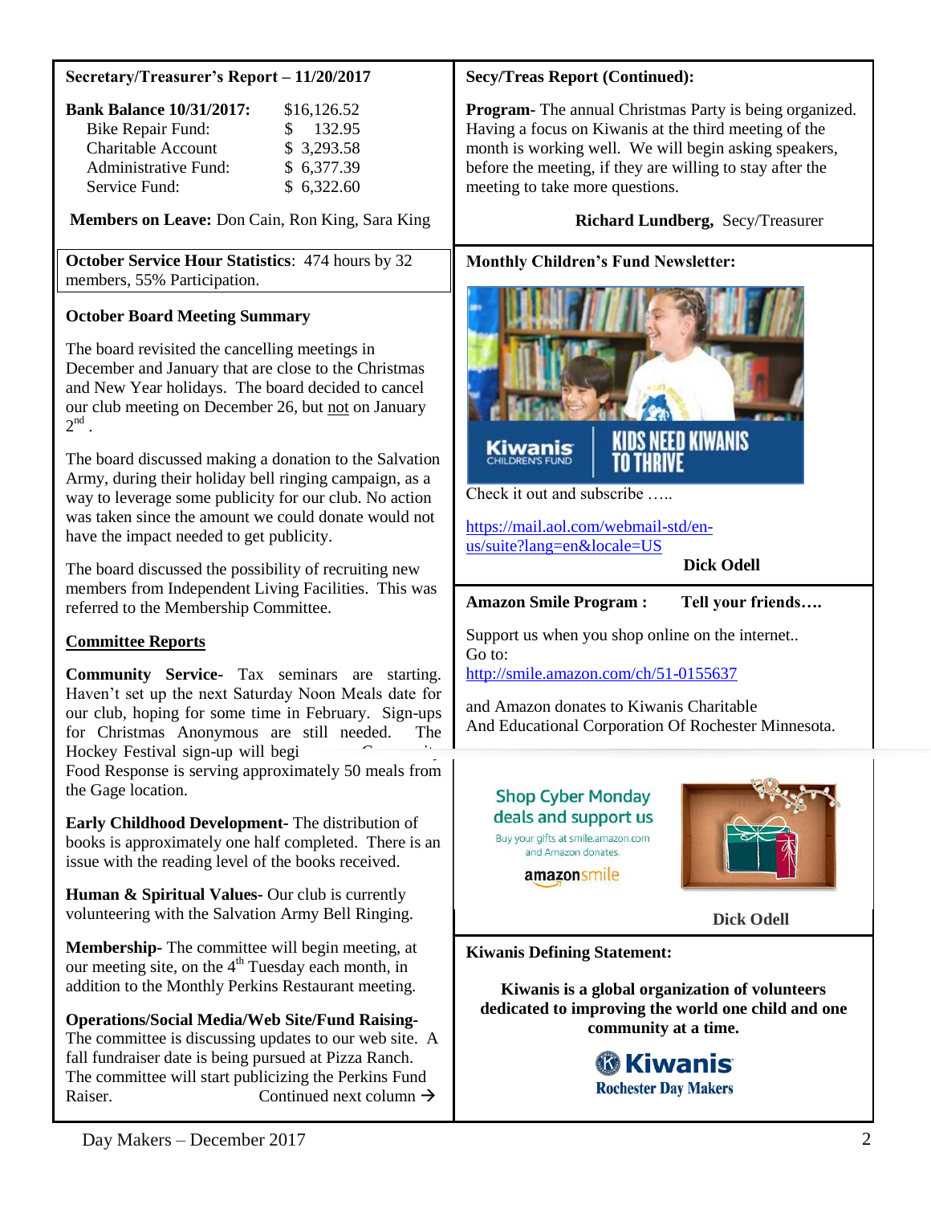**Secretary/Treasurer's Report – 11/20/2017**

| **Bank Balance 10/31/2017:** | $16,126.52 |
|---|---|
| Bike Repair Fund: | $ 132.95 |
| Charitable Account | $ 3,293.58 |
| Administrative Fund: | $ 6,377.39 |
| Service Fund: | $ 6,322.60 |

**Members on Leave:** Don Cain, Ron King, Sara King

**October Service Hour Statistics**: 474 hours by 32 members, 55% Participation.

**October Board Meeting Summary**

The board revisited the cancelling meetings in December and January that are close to the Christmas and New Year holidays. The board decided to cancel our club meeting on December 26, but not on January 2nd .

The board discussed making a donation to the Salvation Army, during their holiday bell ringing campaign, as a way to leverage some publicity for our club. No action was taken since the amount we could donate would not have the impact needed to get publicity.

The board discussed the possibility of recruiting new members from Independent Living Facilities. This was referred to the Membership Committee.

**Committee Reports**

**Community Service-** Tax seminars are starting. Haven't set up the next Saturday Noon Meals date for our club, hoping for some time in February. Sign-ups for Christmas Anonymous are still needed. The Hockey Festival sign-up will begi... Community Food Response is serving approximately 50 meals from the Gage location.

**Early Childhood Development-** The distribution of books is approximately one half completed. There is an issue with the reading level of the books received.

**Human & Spiritual Values-** Our club is currently volunteering with the Salvation Army Bell Ringing.

**Membership-** The committee will begin meeting, at our meeting site, on the 4th Tuesday each month, in addition to the Monthly Perkins Restaurant meeting.

**Operations/Social Media/Web Site/Fund Raising-** The committee is discussing updates to our web site. A fall fundraiser date is being pursued at Pizza Ranch. The committee will start publicizing the Perkins Fund Raiser. Continued next column →

**Secy/Treas Report (Continued):**

**Program-** The annual Christmas Party is being organized. Having a focus on Kiwanis at the third meeting of the month is working well. We will begin asking speakers, before the meeting, if they are willing to stay after the meeting to take more questions.

**Richard Lundberg,** Secy/Treasurer

**Monthly Children's Fund Newsletter:**

Kiwanis Children's Fund — KIDS NEED KIWANIS TO THRIVE

Check it out and subscribe …..

https://mail.aol.com/webmail-std/en-us/suite?lang=en&locale=US

**Dick Odell**

**Amazon Smile Program : Tell your friends….**

Support us when you shop online on the internet.. Go to:
http://smile.amazon.com/ch/51-0155637

and Amazon donates to Kiwanis Charitable And Educational Corporation Of Rochester Minnesota.

Shop Cyber Monday deals and support us

Buy your gifts at smile.amazon.com and Amazon donates.

amazonsmile

**Dick Odell**

**Kiwanis Defining Statement:**

**Kiwanis is a global organization of volunteers dedicated to improving the world one child and one community at a time.**

**Kiwanis**
**Rochester Day Makers**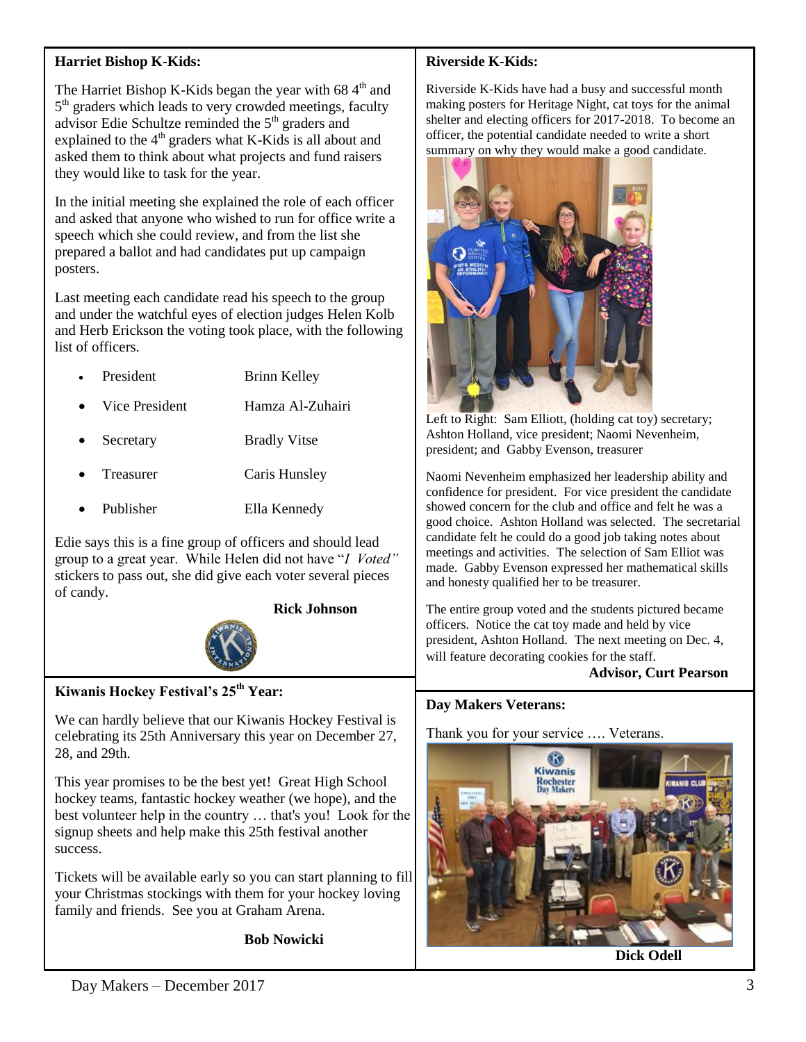### Harriet Bishop K-Kids:

The Harriet Bishop K-Kids began the year with 68 4th and 5th graders which leads to very crowded meetings, faculty advisor Edie Schultze reminded the 5th graders and explained to the 4th graders what K-Kids is all about and asked them to think about what projects and fund raisers they would like to task for the year.

In the initial meeting she explained the role of each officer and asked that anyone who wished to run for office write a speech which she could review, and from the list she prepared a ballot and had candidates put up campaign posters.

Last meeting each candidate read his speech to the group and under the watchful eyes of election judges Helen Kolb and Herb Erickson the voting took place, with the following list of officers.

- President — Brinn Kelley
- Vice President — Hamza Al-Zuhairi
- Secretary — Bradly Vitse
- Treasurer — Caris Hunsley
- Publisher — Ella Kennedy

Edie says this is a fine group of officers and should lead group to a great year. While Helen did not have "*I Voted"* stickers to pass out, she did give each voter several pieces of candy.

**Rick Johnson**

### Kiwanis Hockey Festival's 25th Year:

We can hardly believe that our Kiwanis Hockey Festival is celebrating its 25th Anniversary this year on December 27, 28, and 29th.

This year promises to be the best yet! Great High School hockey teams, fantastic hockey weather (we hope), and the best volunteer help in the country … that's you! Look for the signup sheets and help make this 25th festival another success.

Tickets will be available early so you can start planning to fill your Christmas stockings with them for your hockey loving family and friends. See you at Graham Arena.

**Bob Nowicki**

### Riverside K-Kids:

Riverside K-Kids have had a busy and successful month making posters for Heritage Night, cat toys for the animal shelter and electing officers for 2017-2018. To become an officer, the potential candidate needed to write a short summary on why they would make a good candidate.

Left to Right: Sam Elliott, (holding cat toy) secretary; Ashton Holland, vice president; Naomi Nevenheim, president; and Gabby Evenson, treasurer

Naomi Nevenheim emphasized her leadership ability and confidence for president. For vice president the candidate showed concern for the club and office and felt he was a good choice. Ashton Holland was selected. The secretarial candidate felt he could do a good job taking notes about meetings and activities. The selection of Sam Elliot was made. Gabby Evenson expressed her mathematical skills and honesty qualified her to be treasurer.

The entire group voted and the students pictured became officers. Notice the cat toy made and held by vice president, Ashton Holland. The next meeting on Dec. 4, will feature decorating cookies for the staff.

**Advisor, Curt Pearson**

### Day Makers Veterans:

Thank you for your service …. Veterans.

**Dick Odell**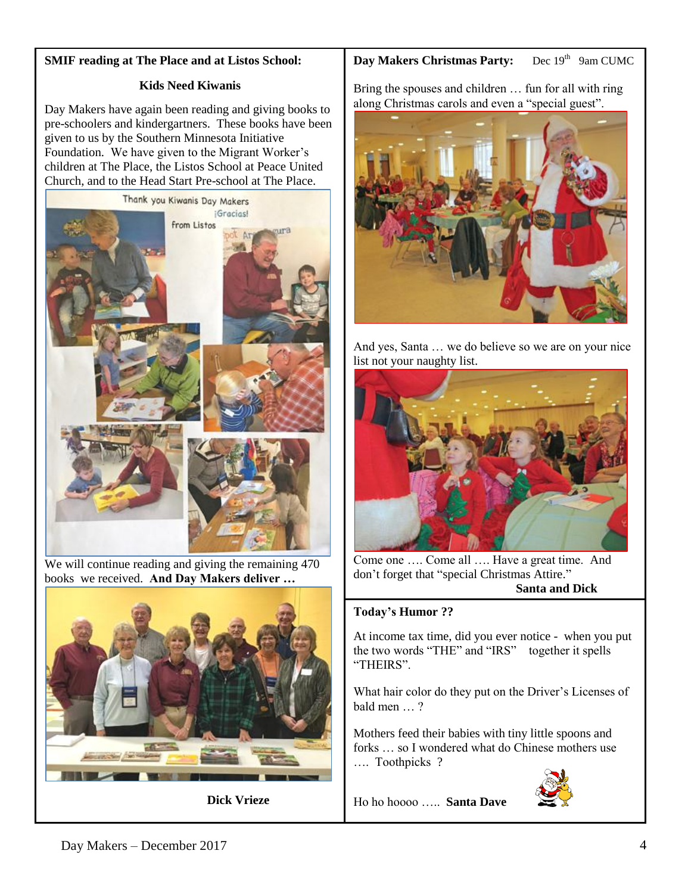**SMIF reading at The Place and at Listos School:**

**Kids Need Kiwanis**

Day Makers have again been reading and giving books to pre-schoolers and kindergartners. These books have been given to us by the Southern Minnesota Initiative Foundation. We have given to the Migrant Worker's children at The Place, the Listos School at Peace United Church, and to the Head Start Pre-school at The Place.

We will continue reading and giving the remaining 470 books we received. **And Day Makers deliver …**

**Dick Vrieze**

**Day Makers Christmas Party:** Dec 19th 9am CUMC

Bring the spouses and children … fun for all with ring along Christmas carols and even a "special guest".

And yes, Santa … we do believe so we are on your nice list not your naughty list.

Come one …. Come all …. Have a great time. And don't forget that "special Christmas Attire."

**Santa and Dick**

**Today's Humor ??**

At income tax time, did you ever notice - when you put the two words "THE" and "IRS" together it spells "THEIRS".

What hair color do they put on the Driver's Licenses of bald men … ?

Mothers feed their babies with tiny little spoons and forks … so I wondered what do Chinese mothers use …. Toothpicks ?

Ho ho hoooo ….. **Santa Dave**